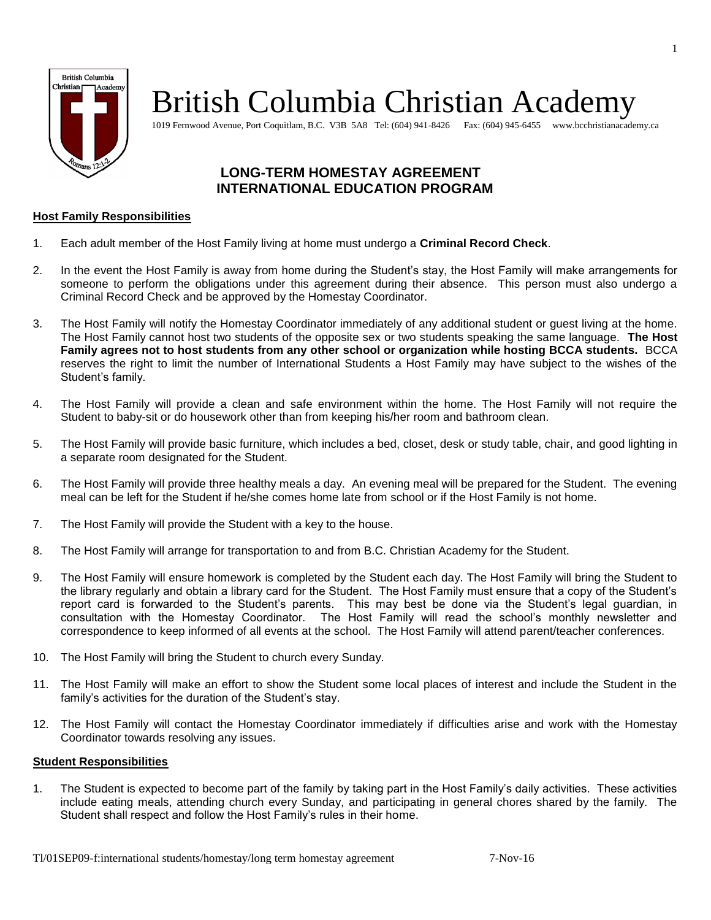# British Columbia Christian Academy

1019 Fernwood Avenue, Port Coquitlam, B.C. V3B 5A8 Tel: (604) 941-8426 Fax: (604) 945-6455 www.bcchristianacademy.ca

## LONG-TERM HOMESTAY AGREEMENT INTERNATIONAL EDUCATION PROGRAM

### Host Family Responsibilities

1. Each adult member of the Host Family living at home must undergo a **Criminal Record Check**.

2. In the event the Host Family is away from home during the Student's stay, the Host Family will make arrangements for someone to perform the obligations under this agreement during their absence. This person must also undergo a Criminal Record Check and be approved by the Homestay Coordinator.

3. The Host Family will notify the Homestay Coordinator immediately of any additional student or guest living at the home. The Host Family cannot host two students of the opposite sex or two students speaking the same language. **The Host Family agrees not to host students from any other school or organization while hosting BCCA students.** BCCA reserves the right to limit the number of International Students a Host Family may have subject to the wishes of the Student's family.

4. The Host Family will provide a clean and safe environment within the home. The Host Family will not require the Student to baby-sit or do housework other than from keeping his/her room and bathroom clean.

5. The Host Family will provide basic furniture, which includes a bed, closet, desk or study table, chair, and good lighting in a separate room designated for the Student.

6. The Host Family will provide three healthy meals a day. An evening meal will be prepared for the Student. The evening meal can be left for the Student if he/she comes home late from school or if the Host Family is not home.

7. The Host Family will provide the Student with a key to the house.

8. The Host Family will arrange for transportation to and from B.C. Christian Academy for the Student.

9. The Host Family will ensure homework is completed by the Student each day. The Host Family will bring the Student to the library regularly and obtain a library card for the Student. The Host Family must ensure that a copy of the Student's report card is forwarded to the Student's parents. This may best be done via the Student's legal guardian, in consultation with the Homestay Coordinator. The Host Family will read the school's monthly newsletter and correspondence to keep informed of all events at the school. The Host Family will attend parent/teacher conferences.

10. The Host Family will bring the Student to church every Sunday.

11. The Host Family will make an effort to show the Student some local places of interest and include the Student in the family's activities for the duration of the Student's stay.

12. The Host Family will contact the Homestay Coordinator immediately if difficulties arise and work with the Homestay Coordinator towards resolving any issues.

### Student Responsibilities

1. The Student is expected to become part of the family by taking part in the Host Family's daily activities. These activities include eating meals, attending church every Sunday, and participating in general chores shared by the family. The Student shall respect and follow the Host Family's rules in their home.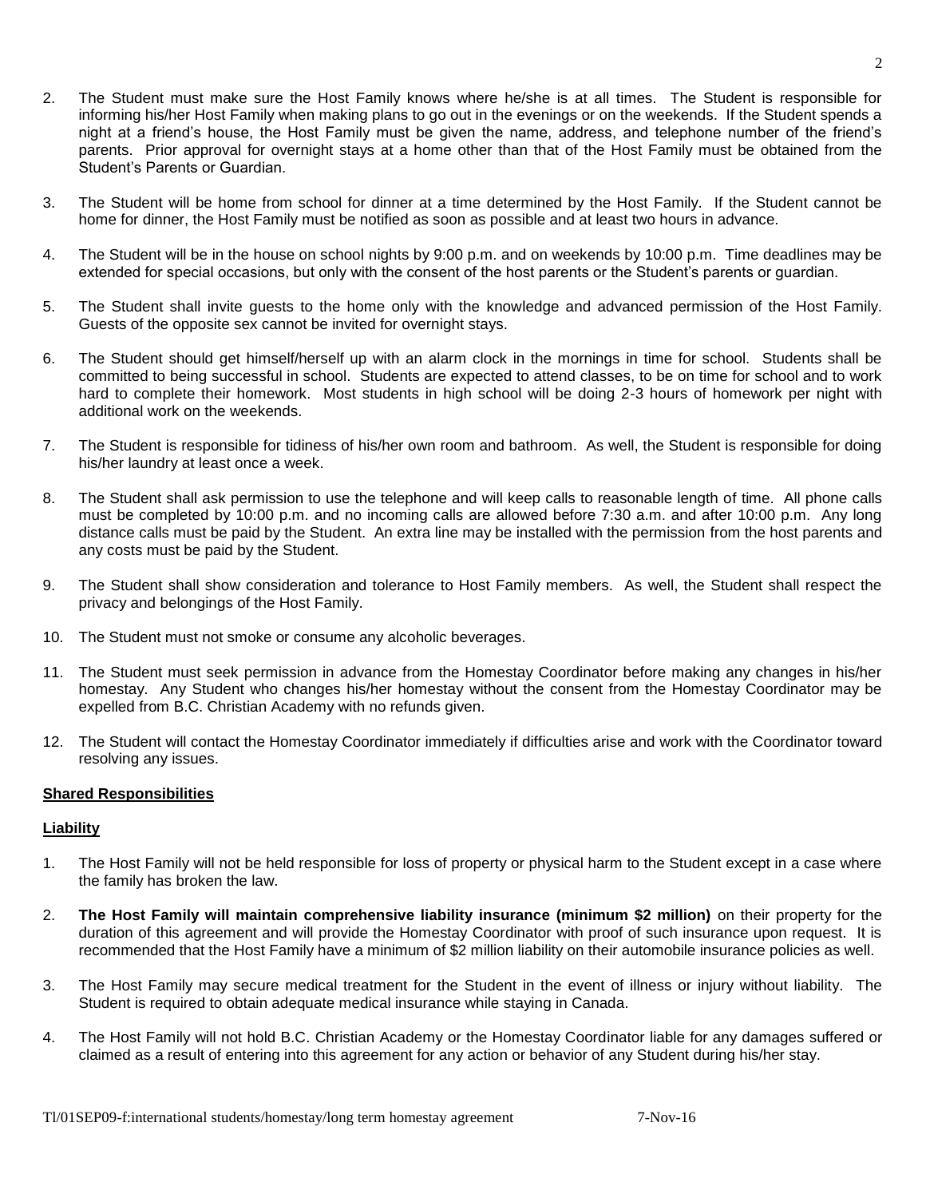2. The Student must make sure the Host Family knows where he/she is at all times. The Student is responsible for informing his/her Host Family when making plans to go out in the evenings or on the weekends. If the Student spends a night at a friend's house, the Host Family must be given the name, address, and telephone number of the friend's parents. Prior approval for overnight stays at a home other than that of the Host Family must be obtained from the Student's Parents or Guardian.

3. The Student will be home from school for dinner at a time determined by the Host Family. If the Student cannot be home for dinner, the Host Family must be notified as soon as possible and at least two hours in advance.

4. The Student will be in the house on school nights by 9:00 p.m. and on weekends by 10:00 p.m. Time deadlines may be extended for special occasions, but only with the consent of the host parents or the Student's parents or guardian.

5. The Student shall invite guests to the home only with the knowledge and advanced permission of the Host Family. Guests of the opposite sex cannot be invited for overnight stays.

6. The Student should get himself/herself up with an alarm clock in the mornings in time for school. Students shall be committed to being successful in school. Students are expected to attend classes, to be on time for school and to work hard to complete their homework. Most students in high school will be doing 2-3 hours of homework per night with additional work on the weekends.

7. The Student is responsible for tidiness of his/her own room and bathroom. As well, the Student is responsible for doing his/her laundry at least once a week.

8. The Student shall ask permission to use the telephone and will keep calls to reasonable length of time. All phone calls must be completed by 10:00 p.m. and no incoming calls are allowed before 7:30 a.m. and after 10:00 p.m. Any long distance calls must be paid by the Student. An extra line may be installed with the permission from the host parents and any costs must be paid by the Student.

9. The Student shall show consideration and tolerance to Host Family members. As well, the Student shall respect the privacy and belongings of the Host Family.

10. The Student must not smoke or consume any alcoholic beverages.

11. The Student must seek permission in advance from the Homestay Coordinator before making any changes in his/her homestay. Any Student who changes his/her homestay without the consent from the Homestay Coordinator may be expelled from B.C. Christian Academy with no refunds given.

12. The Student will contact the Homestay Coordinator immediately if difficulties arise and work with the Coordinator toward resolving any issues.

**Shared Responsibilities**

**Liability**

1. The Host Family will not be held responsible for loss of property or physical harm to the Student except in a case where the family has broken the law.

2. **The Host Family will maintain comprehensive liability insurance (minimum $2 million)** on their property for the duration of this agreement and will provide the Homestay Coordinator with proof of such insurance upon request. It is recommended that the Host Family have a minimum of $2 million liability on their automobile insurance policies as well.

3. The Host Family may secure medical treatment for the Student in the event of illness or injury without liability. The Student is required to obtain adequate medical insurance while staying in Canada.

4. The Host Family will not hold B.C. Christian Academy or the Homestay Coordinator liable for any damages suffered or claimed as a result of entering into this agreement for any action or behavior of any Student during his/her stay.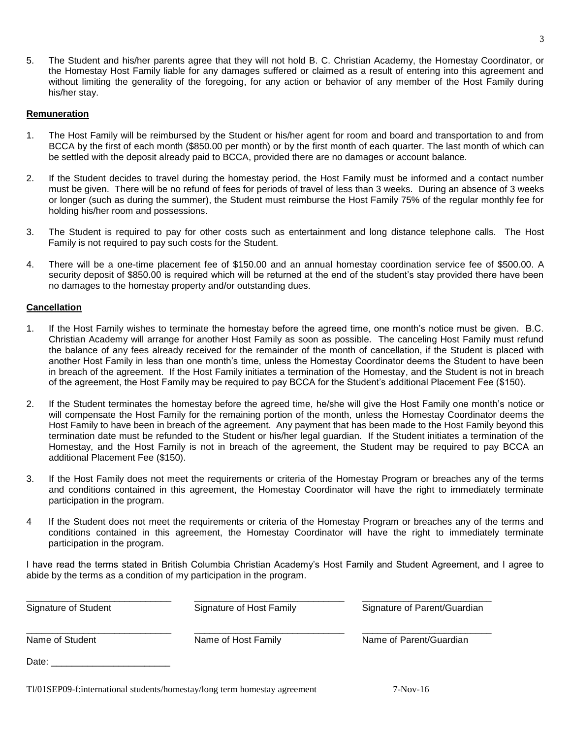5. The Student and his/her parents agree that they will not hold B. C. Christian Academy, the Homestay Coordinator, or the Homestay Host Family liable for any damages suffered or claimed as a result of entering into this agreement and without limiting the generality of the foregoing, for any action or behavior of any member of the Host Family during his/her stay.

**Remuneration**

1. The Host Family will be reimbursed by the Student or his/her agent for room and board and transportation to and from BCCA by the first of each month ($850.00 per month) or by the first month of each quarter. The last month of which can be settled with the deposit already paid to BCCA, provided there are no damages or account balance.

2. If the Student decides to travel during the homestay period, the Host Family must be informed and a contact number must be given. There will be no refund of fees for periods of travel of less than 3 weeks. During an absence of 3 weeks or longer (such as during the summer), the Student must reimburse the Host Family 75% of the regular monthly fee for holding his/her room and possessions.

3. The Student is required to pay for other costs such as entertainment and long distance telephone calls. The Host Family is not required to pay such costs for the Student.

4. There will be a one-time placement fee of $150.00 and an annual homestay coordination service fee of $500.00. A security deposit of $850.00 is required which will be returned at the end of the student's stay provided there have been no damages to the homestay property and/or outstanding dues.

**Cancellation**

1. If the Host Family wishes to terminate the homestay before the agreed time, one month's notice must be given. B.C. Christian Academy will arrange for another Host Family as soon as possible. The canceling Host Family must refund the balance of any fees already received for the remainder of the month of cancellation, if the Student is placed with another Host Family in less than one month's time, unless the Homestay Coordinator deems the Student to have been in breach of the agreement. If the Host Family initiates a termination of the Homestay, and the Student is not in breach of the agreement, the Host Family may be required to pay BCCA for the Student's additional Placement Fee ($150).

2. If the Student terminates the homestay before the agreed time, he/she will give the Host Family one month's notice or will compensate the Host Family for the remaining portion of the month, unless the Homestay Coordinator deems the Host Family to have been in breach of the agreement. Any payment that has been made to the Host Family beyond this termination date must be refunded to the Student or his/her legal guardian. If the Student initiates a termination of the Homestay, and the Host Family is not in breach of the agreement, the Student may be required to pay BCCA an additional Placement Fee ($150).

3. If the Host Family does not meet the requirements or criteria of the Homestay Program or breaches any of the terms and conditions contained in this agreement, the Homestay Coordinator will have the right to immediately terminate participation in the program.

4 If the Student does not meet the requirements or criteria of the Homestay Program or breaches any of the terms and conditions contained in this agreement, the Homestay Coordinator will have the right to immediately terminate participation in the program.

I have read the terms stated in British Columbia Christian Academy's Host Family and Student Agreement, and I agree to abide by the terms as a condition of my participation in the program.

| ____________________________ | ____________________________ | ____________________________ |
|---|---|---|
| Signature of Student | Signature of Host Family | Signature of Parent/Guardian |
| ____________________________ | ____________________________ | ____________________________ |
| Name of Student | Name of Host Family | Name of Parent/Guardian |

Date: _______________________

Tl/01SEP09-f:international students/homestay/long term homestay agreement 7-Nov-16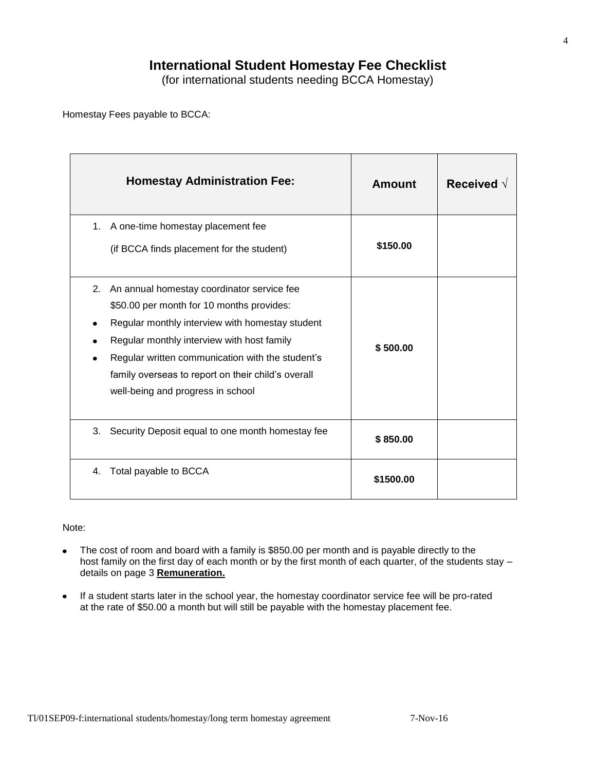# International Student Homestay Fee Checklist

(for international students needing BCCA Homestay)

Homestay Fees payable to BCCA:

| **Homestay Administration Fee:** | **Amount** | **Received √** |
|---|---|---|
| 1. A one-time homestay placement fee<br>(if BCCA finds placement for the student) | **$150.00** | |
| 2. An annual homestay coordinator service fee $50.00 per month for 10 months provides:<br>• Regular monthly interview with homestay student<br>• Regular monthly interview with host family<br>• Regular written communication with the student's family overseas to report on their child's overall well-being and progress in school | **$ 500.00** | |
| 3. Security Deposit equal to one month homestay fee | **$ 850.00** | |
| 4. Total payable to BCCA | **$1500.00** | |

Note:

- The cost of room and board with a family is $850.00 per month and is payable directly to the host family on the first day of each month or by the first month of each quarter, of the students stay – details on page 3 **Remuneration.**
- If a student starts later in the school year, the homestay coordinator service fee will be pro-rated at the rate of $50.00 a month but will still be payable with the homestay placement fee.

Tl/01SEP09-f:international students/homestay/long term homestay agreement 7-Nov-16